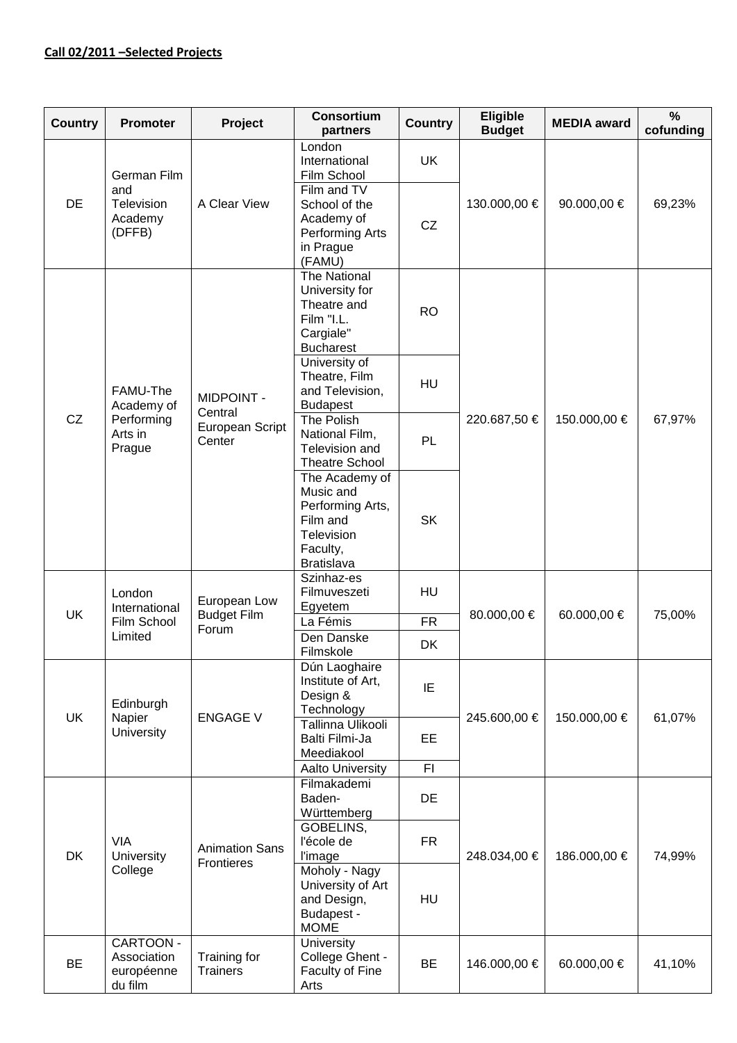**Call 02/2011 –Selected Projects**

| Country | Promoter | Project | Consortium partners | Country | Eligible Budget | MEDIA award | % cofunding |
|---|---|---|---|---|---|---|---|
| DE | German Film and Television Academy (DFFB) | A Clear View | London International Film School | UK | 130.000,00 € | 90.000,00 € | 69,23% |
| | | | Film and TV School of the Academy of Performing Arts in Prague (FAMU) | CZ | | | |
| CZ | FAMU-The Academy of Performing Arts in Prague | MIDPOINT - Central European Script Center | The National University for Theatre and Film "I.L. Cargiale" Bucharest | RO | 220.687,50 € | 150.000,00 € | 67,97% |
| | | | University of Theatre, Film and Television, Budapest | HU | | | |
| | | | The Polish National Film, Television and Theatre School | PL | | | |
| | | | The Academy of Music and Performing Arts, Film and Television Faculty, Bratislava | SK | | | |
| UK | London International Film School Limited | European Low Budget Film Forum | Szinhaz-es Filmuveszeti Egyetem | HU | 80.000,00 € | 60.000,00 € | 75,00% |
| | | | La Fémis | FR | | | |
| | | | Den Danske Filmskole | DK | | | |
| UK | Edinburgh Napier University | ENGAGE V | Dún Laoghaire Institute of Art, Design & Technology | IE | 245.600,00 € | 150.000,00 € | 61,07% |
| | | | Tallinna Ulikooli Balti Filmi-Ja Meediakool | EE | | | |
| | | | Aalto University | FI | | | |
| DK | VIA University College | Animation Sans Frontieres | Filmakademi Baden-Württemberg | DE | 248.034,00 € | 186.000,00 € | 74,99% |
| | | | GOBELINS, l'école de l'image | FR | | | |
| | | | Moholy - Nagy University of Art and Design, Budapest - MOME | HU | | | |
| BE | CARTOON - Association européenne du film | Training for Trainers | University College Ghent - Faculty of Fine Arts | BE | 146.000,00 € | 60.000,00 € | 41,10% |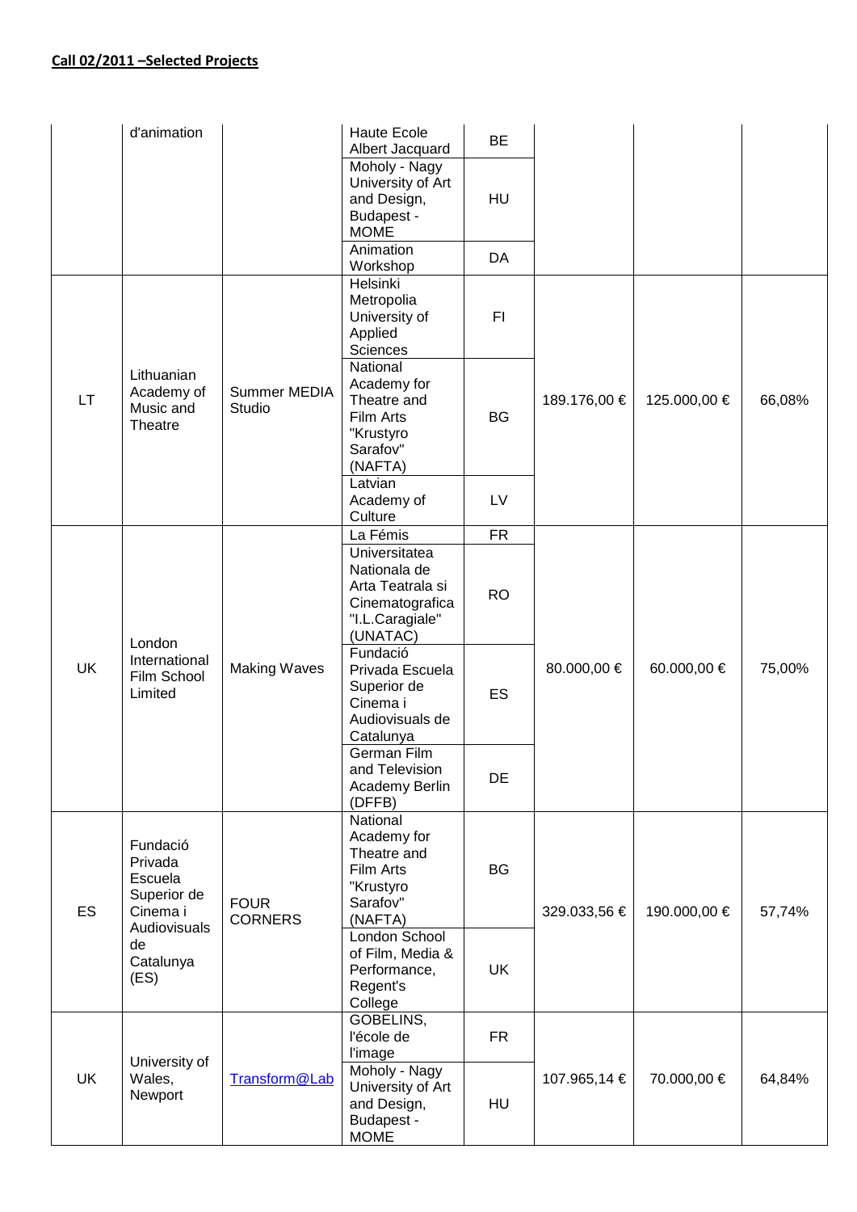**Call 02/2011 –Selected Projects**

| | | | | | | | |
|---|---|---|---|---|---|---|---|
| | d'animation | | Haute Ecole Albert Jacquard | BE | | | |
| | | | Moholy - Nagy University of Art and Design, Budapest - MOME | HU | | | |
| | | | Animation Workshop | DA | | | |
| LT | Lithuanian Academy of Music and Theatre | Summer MEDIA Studio | Helsinki Metropolia University of Applied Sciences | FI | 189.176,00 € | 125.000,00 € | 66,08% |
| | | | National Academy for Theatre and Film Arts "Krustyro Sarafov" (NAFTA) | BG | | | |
| | | | Latvian Academy of Culture | LV | | | |
| UK | London International Film School Limited | Making Waves | La Fémis | FR | 80.000,00 € | 60.000,00 € | 75,00% |
| | | | Universitatea Nationala de Arta Teatrala si Cinematografica "I.L.Caragiale" (UNATAC) | RO | | | |
| | | | Fundació Privada Escuela Superior de Cinema i Audiovisuals de Catalunya | ES | | | |
| | | | German Film and Television Academy Berlin (DFFB) | DE | | | |
| ES | Fundació Privada Escuela Superior de Cinema i Audiovisuals de Catalunya (ES) | FOUR CORNERS | National Academy for Theatre and Film Arts "Krustyro Sarafov" (NAFTA) | BG | 329.033,56 € | 190.000,00 € | 57,74% |
| | | | London School of Film, Media & Performance, Regent's College | UK | | | |
| UK | University of Wales, Newport | Transform@Lab | GOBELINS, l'école de l'image | FR | 107.965,14 € | 70.000,00 € | 64,84% |
| | | | Moholy - Nagy University of Art and Design, Budapest - MOME | HU | | | |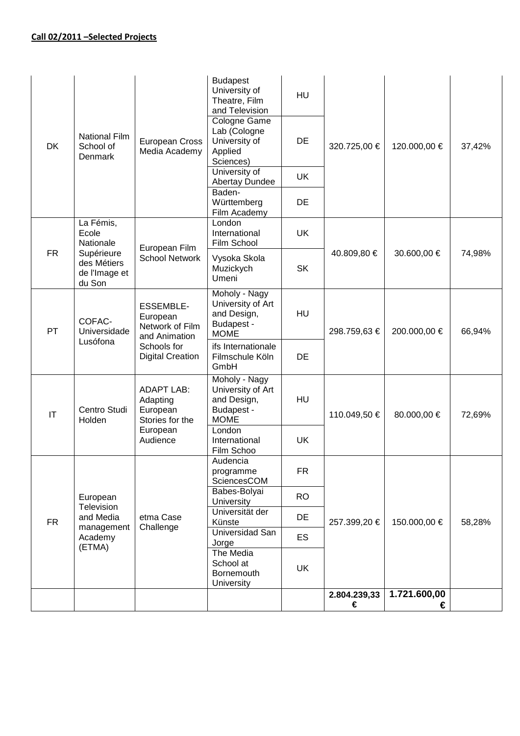**Call 02/2011 –Selected Projects**

| | | | | | | | |
|---|---|---|---|---|---|---|---|
| DK | National Film School of Denmark | European Cross Media Academy | Budapest University of Theatre, Film and Television | HU | 320.725,00 € | 120.000,00 € | 37,42% |
| | | | Cologne Game Lab (Cologne University of Applied Sciences) | DE | | | |
| | | | University of Abertay Dundee | UK | | | |
| | | | Baden-Württemberg Film Academy | DE | | | |
| FR | La Fémis, Ecole Nationale Supérieure des Métiers de l'Image et du Son | European Film School Network | London International Film School | UK | 40.809,80 € | 30.600,00 € | 74,98% |
| | | | Vysoka Skola Muzickych Umeni | SK | | | |
| PT | COFAC- Universidade Lusófona | ESSEMBLE- European Network of Film and Animation Schools for Digital Creation | Moholy - Nagy University of Art and Design, Budapest - MOME | HU | 298.759,63 € | 200.000,00 € | 66,94% |
| | | | ifs Internationale Filmschule Köln GmbH | DE | | | |
| IT | Centro Studi Holden | ADAPT LAB: Adapting European Stories for the European Audience | Moholy - Nagy University of Art and Design, Budapest - MOME | HU | 110.049,50 € | 80.000,00 € | 72,69% |
| | | | London International Film Schoo | UK | | | |
| FR | European Television and Media management Academy (ETMA) | etma Case Challenge | Audencia programme SciencesCOM | FR | 257.399,20 € | 150.000,00 € | 58,28% |
| | | | Babes-Bolyai University | RO | | | |
| | | | Universität der Künste | DE | | | |
| | | | Universidad San Jorge | ES | | | |
| | | | The Media School at Bornemouth University | UK | | | |
| | | | | | **2.804.239,33 €** | **1.721.600,00 €** | |